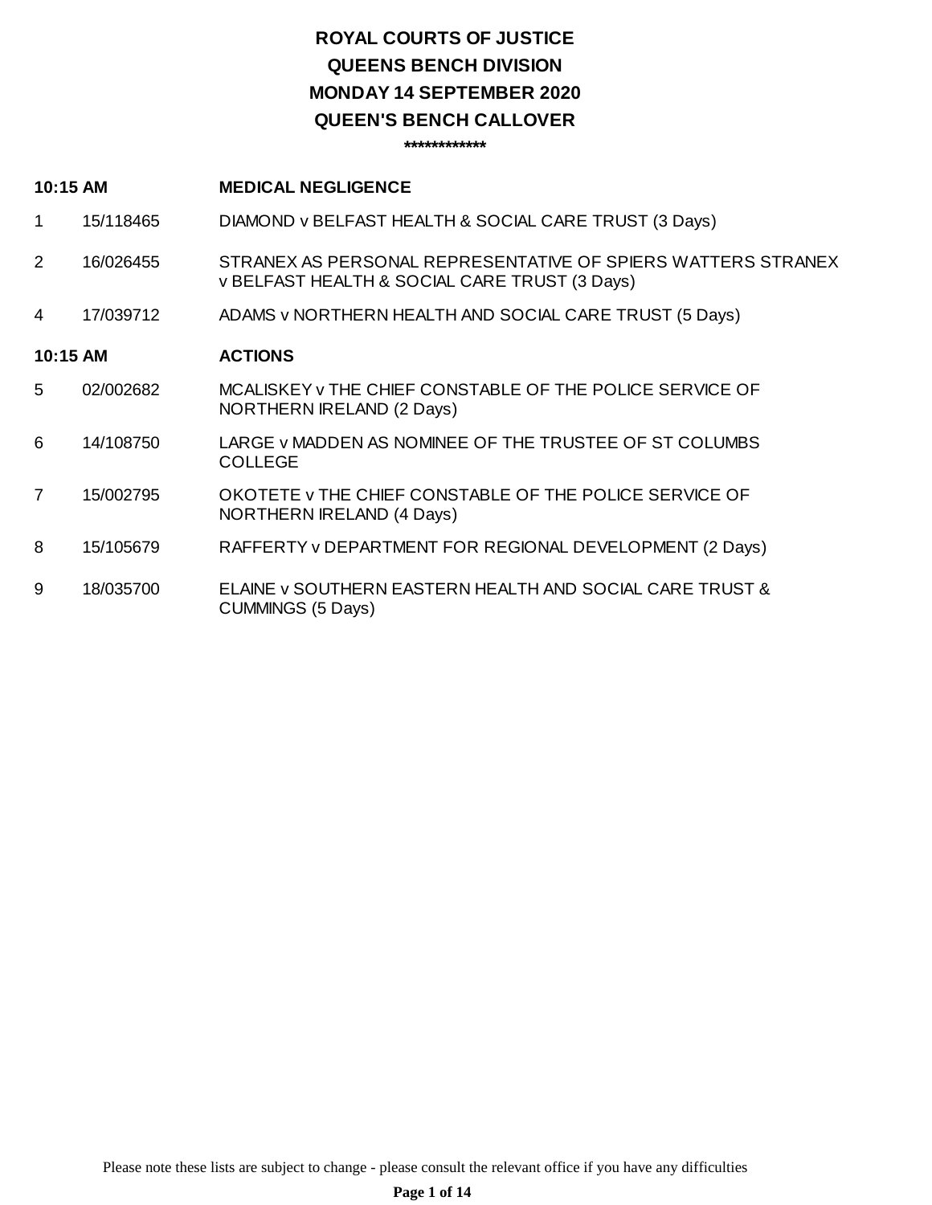# ROYAL COURTS OF JUSTICE

## QUEENS BENCH DIVISION

## MONDAY 14 SEPTEMBER 2020

## QUEEN'S BENCH CALLOVER

************

| 10:15 AM | | MEDICAL NEGLIGENCE |
|---|---|---|
| 1 | 15/118465 | DIAMOND v BELFAST HEALTH & SOCIAL CARE TRUST (3 Days) |
| 2 | 16/026455 | STRANEX AS PERSONAL REPRESENTATIVE OF SPIERS WATTERS STRANEX v BELFAST HEALTH & SOCIAL CARE TRUST (3 Days) |
| 4 | 17/039712 | ADAMS v NORTHERN HEALTH AND SOCIAL CARE TRUST (5 Days) |

| 10:15 AM | | ACTIONS |
|---|---|---|
| 5 | 02/002682 | MCALISKEY v THE CHIEF CONSTABLE OF THE POLICE SERVICE OF NORTHERN IRELAND (2 Days) |
| 6 | 14/108750 | LARGE v MADDEN AS NOMINEE OF THE TRUSTEE OF ST COLUMBS COLLEGE |
| 7 | 15/002795 | OKOTETE v THE CHIEF CONSTABLE OF THE POLICE SERVICE OF NORTHERN IRELAND (4 Days) |
| 8 | 15/105679 | RAFFERTY v DEPARTMENT FOR REGIONAL DEVELOPMENT (2 Days) |
| 9 | 18/035700 | ELAINE v SOUTHERN EASTERN HEALTH AND SOCIAL CARE TRUST & CUMMINGS (5 Days) |

Please note these lists are subject to change - please consult the relevant office if you have any difficulties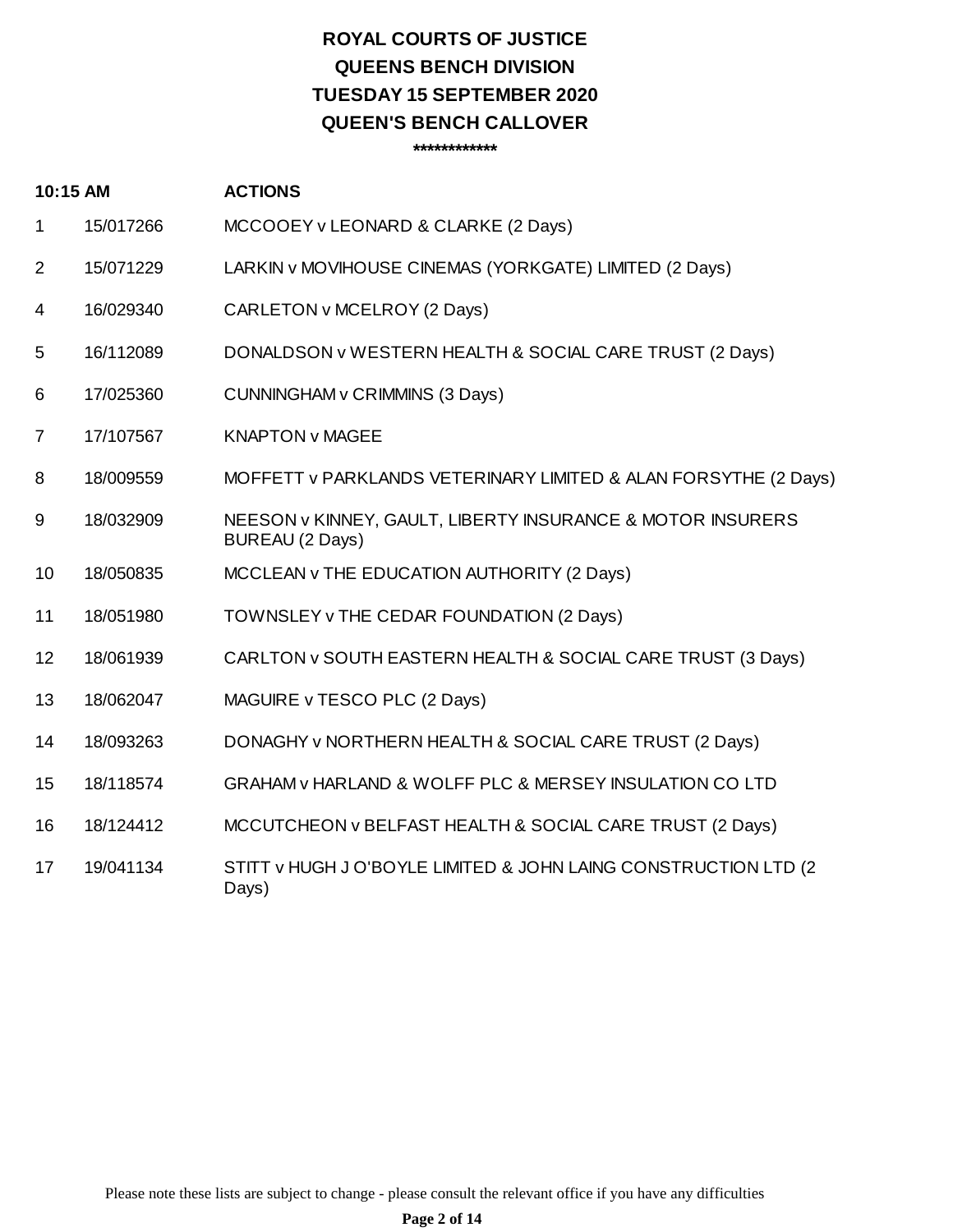# ROYAL COURTS OF JUSTICE
# QUEENS BENCH DIVISION
# TUESDAY 15 SEPTEMBER 2020
# QUEEN'S BENCH CALLOVER

************

| 10:15 AM | | ACTIONS |
|---|---|---|
| 1 | 15/017266 | MCCOOEY v LEONARD & CLARKE (2 Days) |
| 2 | 15/071229 | LARKIN v MOVIHOUSE CINEMAS (YORKGATE) LIMITED (2 Days) |
| 4 | 16/029340 | CARLETON v MCELROY (2 Days) |
| 5 | 16/112089 | DONALDSON v WESTERN HEALTH & SOCIAL CARE TRUST (2 Days) |
| 6 | 17/025360 | CUNNINGHAM v CRIMMINS (3 Days) |
| 7 | 17/107567 | KNAPTON v MAGEE |
| 8 | 18/009559 | MOFFETT v PARKLANDS VETERINARY LIMITED & ALAN FORSYTHE (2 Days) |
| 9 | 18/032909 | NEESON v KINNEY, GAULT, LIBERTY INSURANCE & MOTOR INSURERS BUREAU (2 Days) |
| 10 | 18/050835 | MCCLEAN v THE EDUCATION AUTHORITY (2 Days) |
| 11 | 18/051980 | TOWNSLEY v THE CEDAR FOUNDATION (2 Days) |
| 12 | 18/061939 | CARLTON v SOUTH EASTERN HEALTH & SOCIAL CARE TRUST (3 Days) |
| 13 | 18/062047 | MAGUIRE v TESCO PLC (2 Days) |
| 14 | 18/093263 | DONAGHY v NORTHERN HEALTH & SOCIAL CARE TRUST (2 Days) |
| 15 | 18/118574 | GRAHAM v HARLAND & WOLFF PLC & MERSEY INSULATION CO LTD |
| 16 | 18/124412 | MCCUTCHEON v BELFAST HEALTH & SOCIAL CARE TRUST (2 Days) |
| 17 | 19/041134 | STITT v HUGH J O'BOYLE LIMITED & JOHN LAING CONSTRUCTION LTD (2 Days) |

Please note these lists are subject to change - please consult the relevant office if you have any difficulties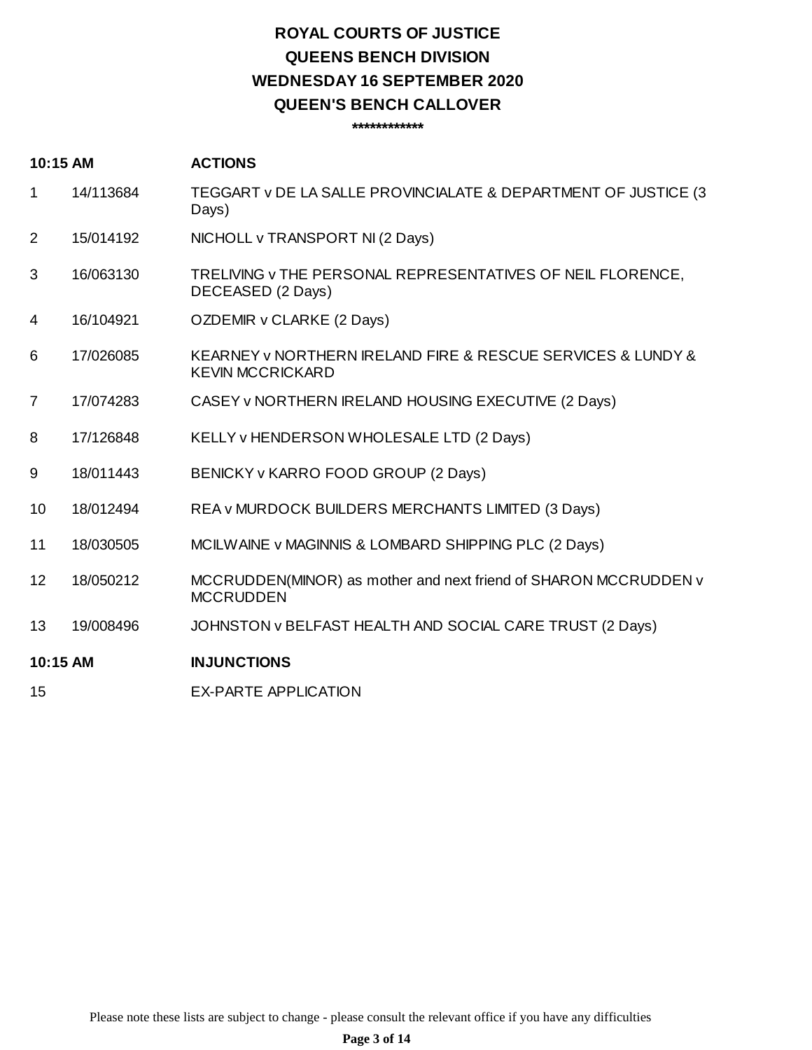# ROYAL COURTS OF JUSTICE
# QUEENS BENCH DIVISION
# WEDNESDAY 16 SEPTEMBER 2020
# QUEEN'S BENCH CALLOVER

************

| 10:15 AM | | ACTIONS |
|---|---|---|
| 1 | 14/113684 | TEGGART v DE LA SALLE PROVINCIALATE & DEPARTMENT OF JUSTICE (3 Days) |
| 2 | 15/014192 | NICHOLL v TRANSPORT NI (2 Days) |
| 3 | 16/063130 | TRELIVING v THE PERSONAL REPRESENTATIVES OF NEIL FLORENCE, DECEASED (2 Days) |
| 4 | 16/104921 | OZDEMIR v CLARKE (2 Days) |
| 6 | 17/026085 | KEARNEY v NORTHERN IRELAND FIRE & RESCUE SERVICES & LUNDY & KEVIN MCCRICKARD |
| 7 | 17/074283 | CASEY v NORTHERN IRELAND HOUSING EXECUTIVE (2 Days) |
| 8 | 17/126848 | KELLY v HENDERSON WHOLESALE LTD (2 Days) |
| 9 | 18/011443 | BENICKY v KARRO FOOD GROUP (2 Days) |
| 10 | 18/012494 | REA v MURDOCK BUILDERS MERCHANTS LIMITED (3 Days) |
| 11 | 18/030505 | MCILWAINE v MAGINNIS & LOMBARD SHIPPING PLC (2 Days) |
| 12 | 18/050212 | MCCRUDDEN(MINOR) as mother and next friend of SHARON MCCRUDDEN v MCCRUDDEN |
| 13 | 19/008496 | JOHNSTON v BELFAST HEALTH AND SOCIAL CARE TRUST (2 Days) |
| **10:15 AM** | | **INJUNCTIONS** |
| 15 | | EX-PARTE APPLICATION |

Please note these lists are subject to change - please consult the relevant office if you have any difficulties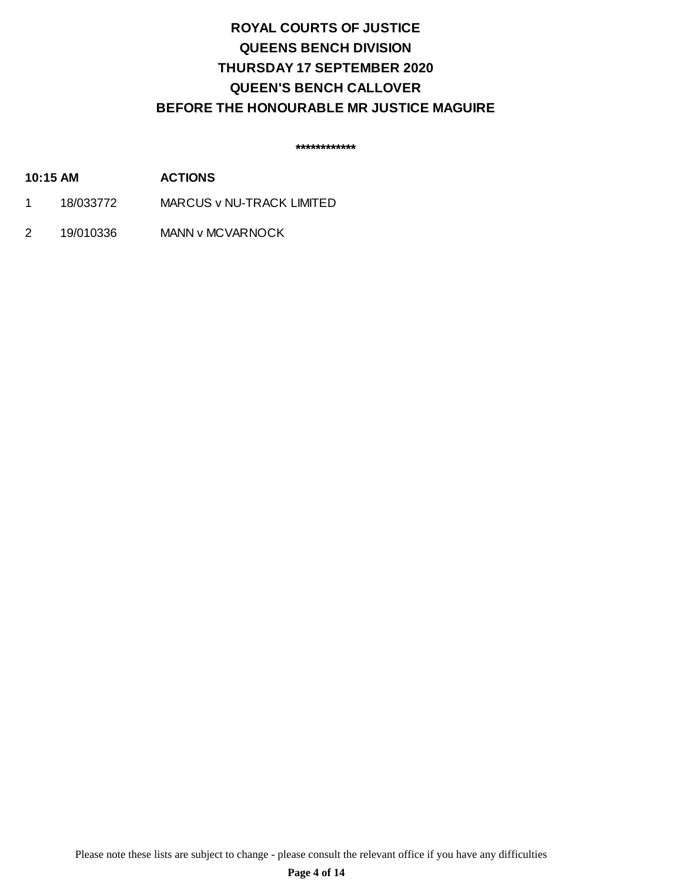**ROYAL COURTS OF JUSTICE**

**QUEENS BENCH DIVISION**

**THURSDAY 17 SEPTEMBER 2020**

**QUEEN'S BENCH CALLOVER**

**BEFORE THE HONOURABLE MR JUSTICE MAGUIRE**

************

| **10:15 AM** | | **ACTIONS** |
|---|---|---|
| 1 | 18/033772 | MARCUS v NU-TRACK LIMITED |
| 2 | 19/010336 | MANN v MCVARNOCK |

Please note these lists are subject to change - please consult the relevant office if you have any difficulties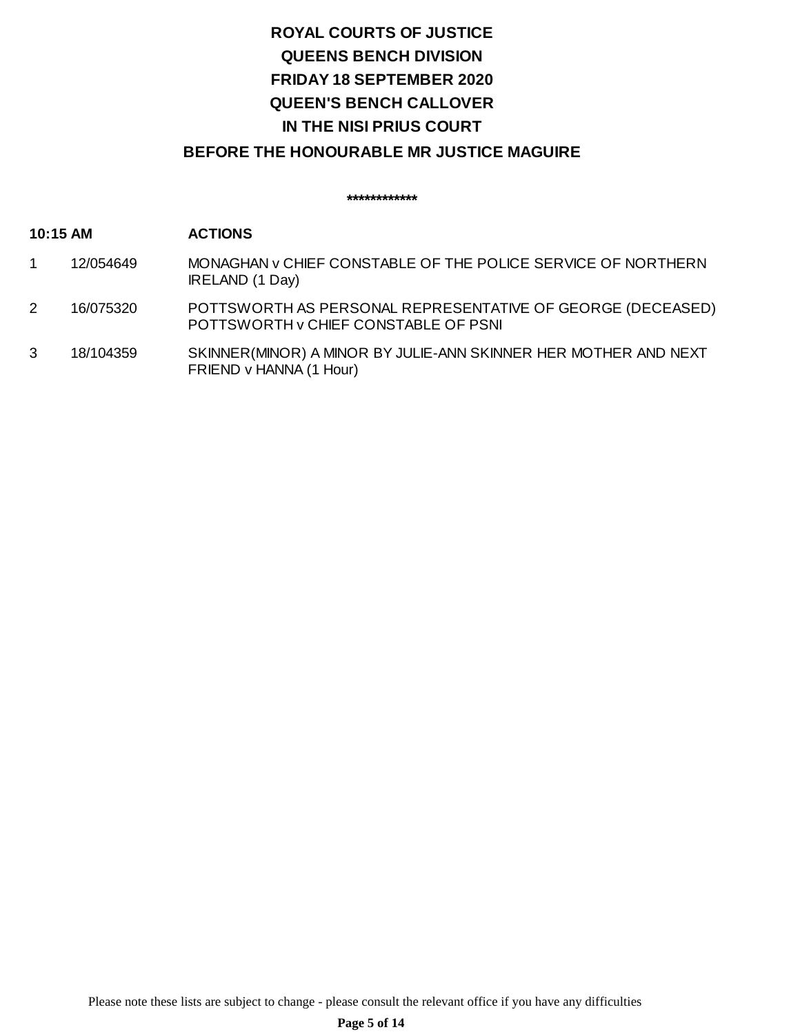**ROYAL COURTS OF JUSTICE**

**QUEENS BENCH DIVISION**

**FRIDAY 18 SEPTEMBER 2020**

**QUEEN'S BENCH CALLOVER**

**IN THE NISI PRIUS COURT**

**BEFORE THE HONOURABLE MR JUSTICE MAGUIRE**

**************

| **10:15 AM** | | **ACTIONS** |
|---|---|---|
| 1 | 12/054649 | MONAGHAN v CHIEF CONSTABLE OF THE POLICE SERVICE OF NORTHERN IRELAND (1 Day) |
| 2 | 16/075320 | POTTSWORTH AS PERSONAL REPRESENTATIVE OF GEORGE (DECEASED) POTTSWORTH v CHIEF CONSTABLE OF PSNI |
| 3 | 18/104359 | SKINNER(MINOR) A MINOR BY JULIE-ANN SKINNER HER MOTHER AND NEXT FRIEND v HANNA (1 Hour) |

Please note these lists are subject to change - please consult the relevant office if you have any difficulties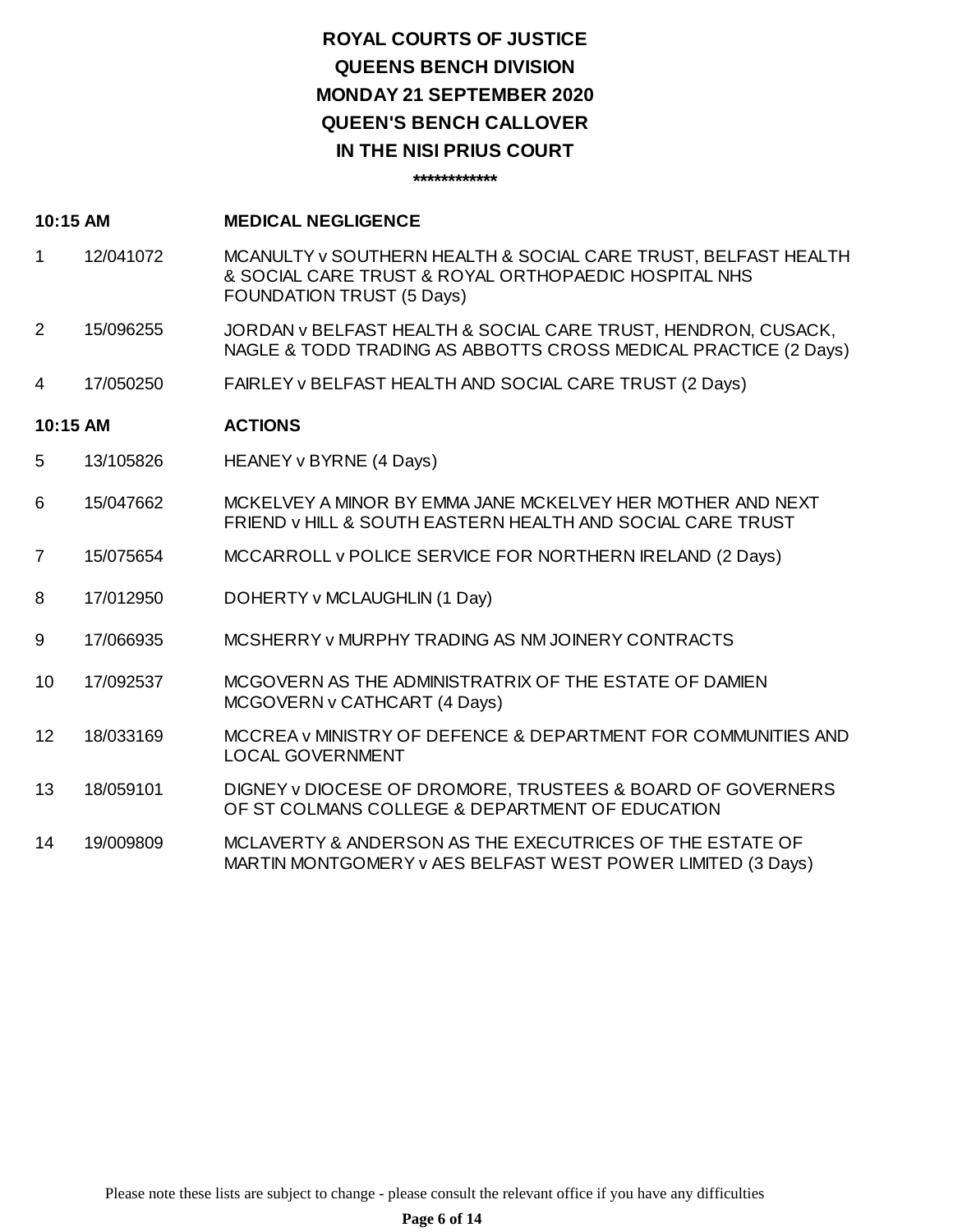# ROYAL COURTS OF JUSTICE
## QUEENS BENCH DIVISION
## MONDAY 21 SEPTEMBER 2020
## QUEEN'S BENCH CALLOVER
## IN THE NISI PRIUS COURT

************

**10:15 AM** **MEDICAL NEGLIGENCE**

| | | |
|---|---|---|
| 1 | 12/041072 | MCANULTY v SOUTHERN HEALTH & SOCIAL CARE TRUST, BELFAST HEALTH & SOCIAL CARE TRUST & ROYAL ORTHOPAEDIC HOSPITAL NHS FOUNDATION TRUST (5 Days) |
| 2 | 15/096255 | JORDAN v BELFAST HEALTH & SOCIAL CARE TRUST, HENDRON, CUSACK, NAGLE & TODD TRADING AS ABBOTTS CROSS MEDICAL PRACTICE (2 Days) |
| 4 | 17/050250 | FAIRLEY v BELFAST HEALTH AND SOCIAL CARE TRUST (2 Days) |

**10:15 AM** **ACTIONS**

| | | |
|---|---|---|
| 5 | 13/105826 | HEANEY v BYRNE (4 Days) |
| 6 | 15/047662 | MCKELVEY A MINOR BY EMMA JANE MCKELVEY HER MOTHER AND NEXT FRIEND v HILL & SOUTH EASTERN HEALTH AND SOCIAL CARE TRUST |
| 7 | 15/075654 | MCCARROLL v POLICE SERVICE FOR NORTHERN IRELAND (2 Days) |
| 8 | 17/012950 | DOHERTY v MCLAUGHLIN (1 Day) |
| 9 | 17/066935 | MCSHERRY v MURPHY TRADING AS NM JOINERY CONTRACTS |
| 10 | 17/092537 | MCGOVERN AS THE ADMINISTRATRIX OF THE ESTATE OF DAMIEN MCGOVERN v CATHCART (4 Days) |
| 12 | 18/033169 | MCCREA v MINISTRY OF DEFENCE & DEPARTMENT FOR COMMUNITIES AND LOCAL GOVERNMENT |
| 13 | 18/059101 | DIGNEY v DIOCESE OF DROMORE, TRUSTEES & BOARD OF GOVERNERS OF ST COLMANS COLLEGE & DEPARTMENT OF EDUCATION |
| 14 | 19/009809 | MCLAVERTY & ANDERSON AS THE EXECUTRICES OF THE ESTATE OF MARTIN MONTGOMERY v AES BELFAST WEST POWER LIMITED (3 Days) |

Please note these lists are subject to change - please consult the relevant office if you have any difficulties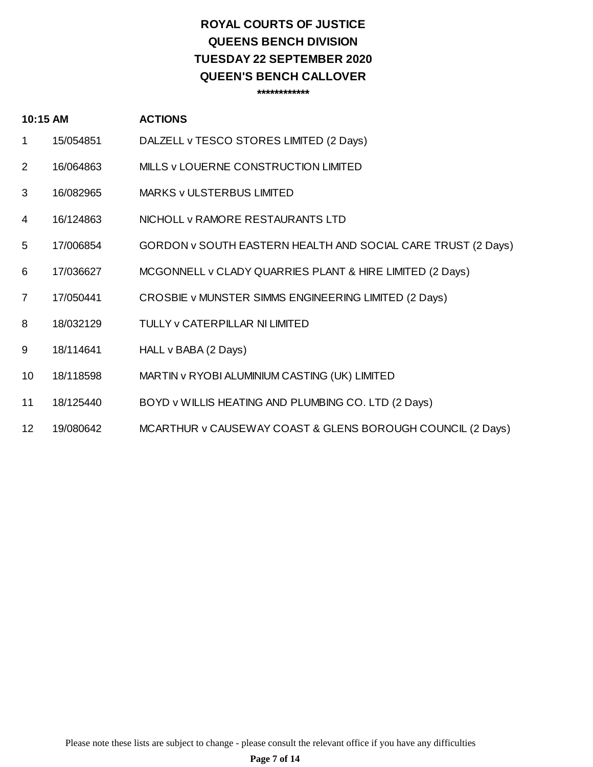# ROYAL COURTS OF JUSTICE

## QUEENS BENCH DIVISION

## TUESDAY 22 SEPTEMBER 2020

## QUEEN'S BENCH CALLOVER

************

| 10:15 AM | | ACTIONS |
|---|---|---|
| 1 | 15/054851 | DALZELL v TESCO STORES LIMITED (2 Days) |
| 2 | 16/064863 | MILLS v LOUERNE CONSTRUCTION LIMITED |
| 3 | 16/082965 | MARKS v ULSTERBUS LIMITED |
| 4 | 16/124863 | NICHOLL v RAMORE RESTAURANTS LTD |
| 5 | 17/006854 | GORDON v SOUTH EASTERN HEALTH AND SOCIAL CARE TRUST (2 Days) |
| 6 | 17/036627 | MCGONNELL v CLADY QUARRIES PLANT & HIRE LIMITED (2 Days) |
| 7 | 17/050441 | CROSBIE v MUNSTER SIMMS ENGINEERING LIMITED (2 Days) |
| 8 | 18/032129 | TULLY v CATERPILLAR NI LIMITED |
| 9 | 18/114641 | HALL v BABA (2 Days) |
| 10 | 18/118598 | MARTIN v RYOBI ALUMINIUM CASTING (UK) LIMITED |
| 11 | 18/125440 | BOYD v WILLIS HEATING AND PLUMBING CO. LTD (2 Days) |
| 12 | 19/080642 | MCARTHUR v CAUSEWAY COAST & GLENS BOROUGH COUNCIL (2 Days) |

Please note these lists are subject to change - please consult the relevant office if you have any difficulties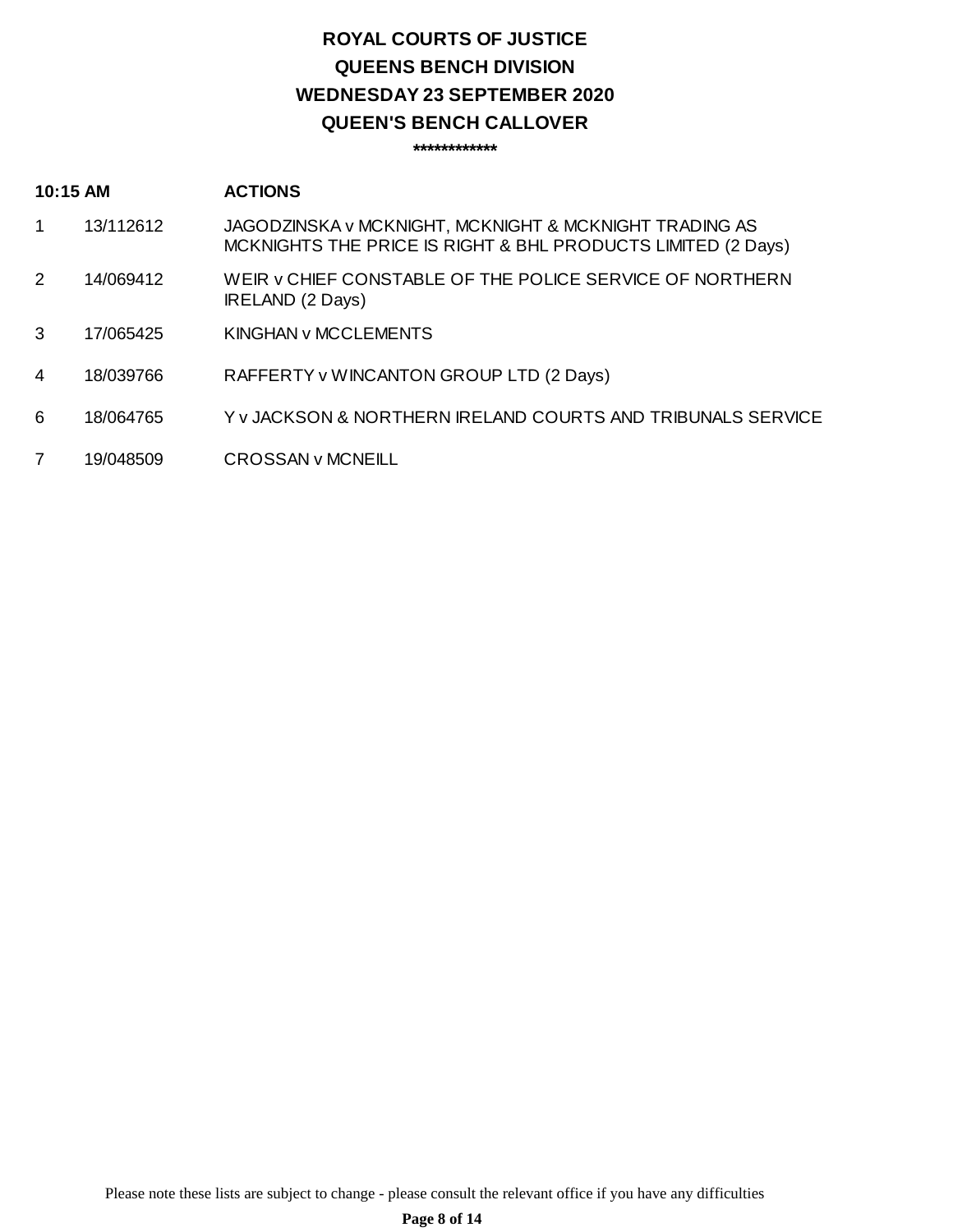# ROYAL COURTS OF JUSTICE

## QUEENS BENCH DIVISION

## WEDNESDAY 23 SEPTEMBER 2020

## QUEEN'S BENCH CALLOVER

************

**10:15 AM** **ACTIONS**

| | | |
|---|---|---|
| 1 | 13/112612 | JAGODZINSKA v MCKNIGHT, MCKNIGHT & MCKNIGHT TRADING AS MCKNIGHTS THE PRICE IS RIGHT & BHL PRODUCTS LIMITED (2 Days) |
| 2 | 14/069412 | WEIR v CHIEF CONSTABLE OF THE POLICE SERVICE OF NORTHERN IRELAND (2 Days) |
| 3 | 17/065425 | KINGHAN v MCCLEMENTS |
| 4 | 18/039766 | RAFFERTY v WINCANTON GROUP LTD (2 Days) |
| 6 | 18/064765 | Y v JACKSON & NORTHERN IRELAND COURTS AND TRIBUNALS SERVICE |
| 7 | 19/048509 | CROSSAN v MCNEILL |

Please note these lists are subject to change - please consult the relevant office if you have any difficulties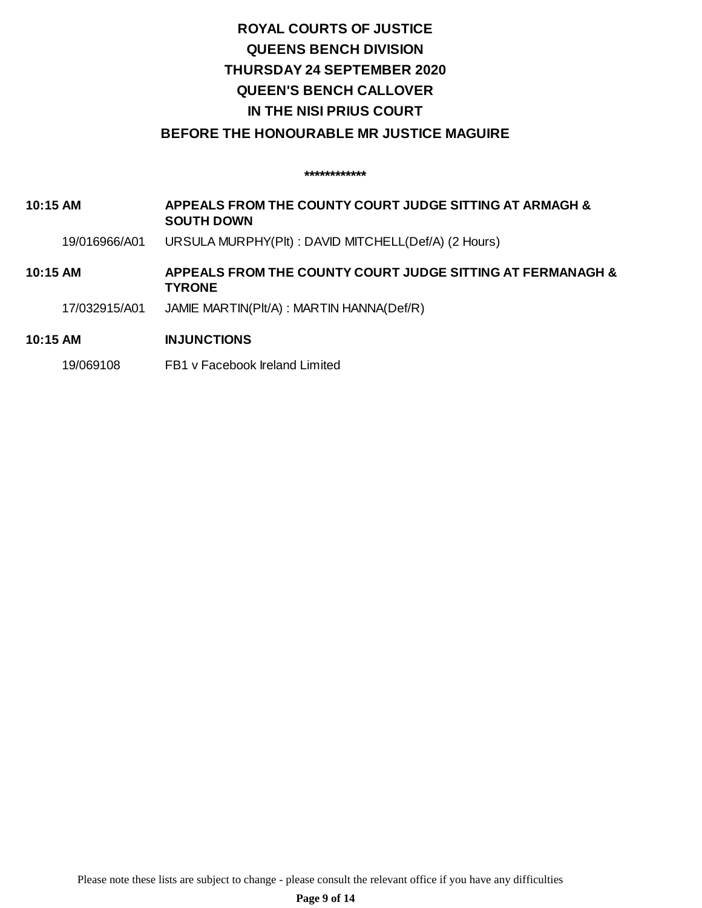**ROYAL COURTS OF JUSTICE**
**QUEENS BENCH DIVISION**
**THURSDAY 24 SEPTEMBER 2020**
**QUEEN'S BENCH CALLOVER**
**IN THE NISI PRIUS COURT**
**BEFORE THE HONOURABLE MR JUSTICE MAGUIRE**

**************

**10:15 AM** **APPEALS FROM THE COUNTY COURT JUDGE SITTING AT ARMAGH & SOUTH DOWN**

19/016966/A01 URSULA MURPHY(Plt) : DAVID MITCHELL(Def/A) (2 Hours)

**10:15 AM** **APPEALS FROM THE COUNTY COURT JUDGE SITTING AT FERMANAGH & TYRONE**

17/032915/A01 JAMIE MARTIN(Plt/A) : MARTIN HANNA(Def/R)

**10:15 AM** **INJUNCTIONS**

19/069108 FB1 v Facebook Ireland Limited

Please note these lists are subject to change - please consult the relevant office if you have any difficulties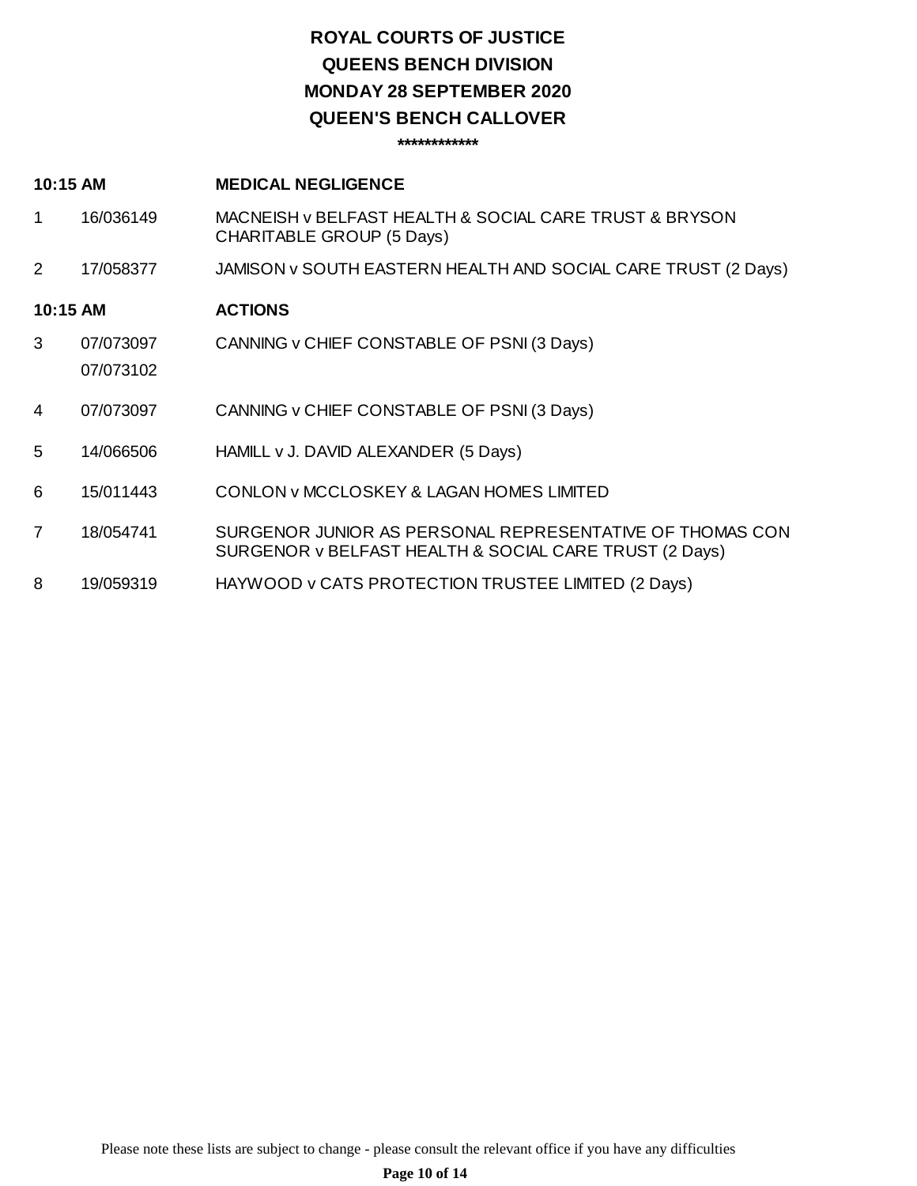# ROYAL COURTS OF JUSTICE
## QUEENS BENCH DIVISION
## MONDAY 28 SEPTEMBER 2020
## QUEEN'S BENCH CALLOVER

************

| | | |
|---|---|---|
| **10:15 AM** | | **MEDICAL NEGLIGENCE** |
| 1 | 16/036149 | MACNEISH v BELFAST HEALTH & SOCIAL CARE TRUST & BRYSON CHARITABLE GROUP (5 Days) |
| 2 | 17/058377 | JAMISON v SOUTH EASTERN HEALTH AND SOCIAL CARE TRUST (2 Days) |
| **10:15 AM** | | **ACTIONS** |
| 3 | 07/073097<br>07/073102 | CANNING v CHIEF CONSTABLE OF PSNI (3 Days) |
| 4 | 07/073097 | CANNING v CHIEF CONSTABLE OF PSNI (3 Days) |
| 5 | 14/066506 | HAMILL v J. DAVID ALEXANDER (5 Days) |
| 6 | 15/011443 | CONLON v MCCLOSKEY & LAGAN HOMES LIMITED |
| 7 | 18/054741 | SURGENOR JUNIOR AS PERSONAL REPRESENTATIVE OF THOMAS CON SURGENOR v BELFAST HEALTH & SOCIAL CARE TRUST (2 Days) |
| 8 | 19/059319 | HAYWOOD v CATS PROTECTION TRUSTEE LIMITED (2 Days) |

Please note these lists are subject to change - please consult the relevant office if you have any difficulties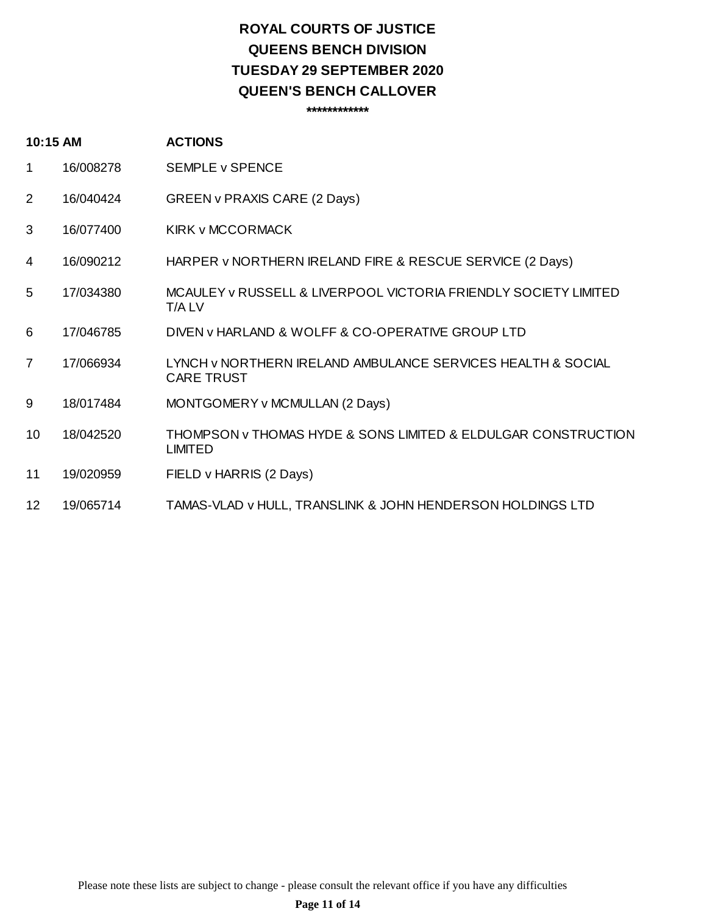# ROYAL COURTS OF JUSTICE

## QUEENS BENCH DIVISION

## TUESDAY 29 SEPTEMBER 2020

## QUEEN'S BENCH CALLOVER

************

| 10:15 AM | | ACTIONS |
|---|---|---|
| 1 | 16/008278 | SEMPLE v SPENCE |
| 2 | 16/040424 | GREEN v PRAXIS CARE (2 Days) |
| 3 | 16/077400 | KIRK v MCCORMACK |
| 4 | 16/090212 | HARPER v NORTHERN IRELAND FIRE & RESCUE SERVICE (2 Days) |
| 5 | 17/034380 | MCAULEY v RUSSELL & LIVERPOOL VICTORIA FRIENDLY SOCIETY LIMITED T/A LV |
| 6 | 17/046785 | DIVEN v HARLAND & WOLFF & CO-OPERATIVE GROUP LTD |
| 7 | 17/066934 | LYNCH v NORTHERN IRELAND AMBULANCE SERVICES HEALTH & SOCIAL CARE TRUST |
| 9 | 18/017484 | MONTGOMERY v MCMULLAN (2 Days) |
| 10 | 18/042520 | THOMPSON v THOMAS HYDE & SONS LIMITED & ELDULGAR CONSTRUCTION LIMITED |
| 11 | 19/020959 | FIELD v HARRIS (2 Days) |
| 12 | 19/065714 | TAMAS-VLAD v HULL, TRANSLINK & JOHN HENDERSON HOLDINGS LTD |

Please note these lists are subject to change - please consult the relevant office if you have any difficulties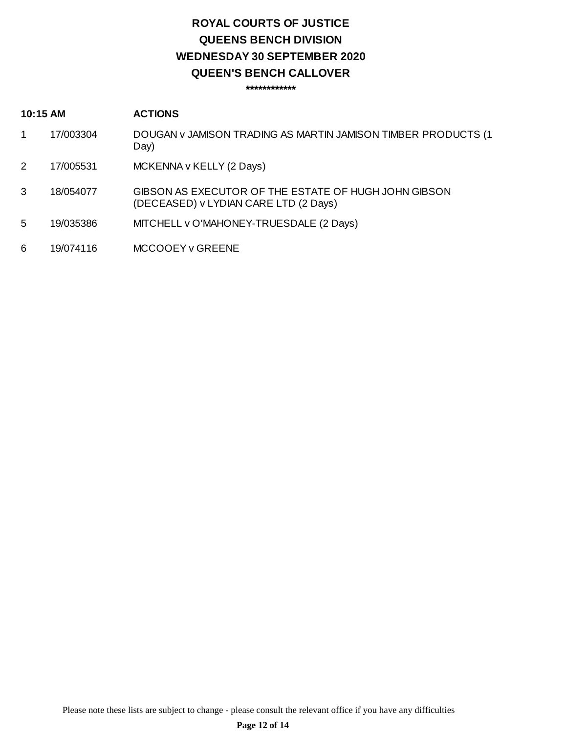# ROYAL COURTS OF JUSTICE

## QUEENS BENCH DIVISION

## WEDNESDAY 30 SEPTEMBER 2020

## QUEEN'S BENCH CALLOVER

************

| 10:15 AM | | ACTIONS |
|---|---|---|
| 1 | 17/003304 | DOUGAN v JAMISON TRADING AS MARTIN JAMISON TIMBER PRODUCTS (1 Day) |
| 2 | 17/005531 | MCKENNA v KELLY (2 Days) |
| 3 | 18/054077 | GIBSON AS EXECUTOR OF THE ESTATE OF HUGH JOHN GIBSON (DECEASED) v LYDIAN CARE LTD (2 Days) |
| 5 | 19/035386 | MITCHELL v O'MAHONEY-TRUESDALE (2 Days) |
| 6 | 19/074116 | MCCOOEY v GREENE |

Please note these lists are subject to change - please consult the relevant office if you have any difficulties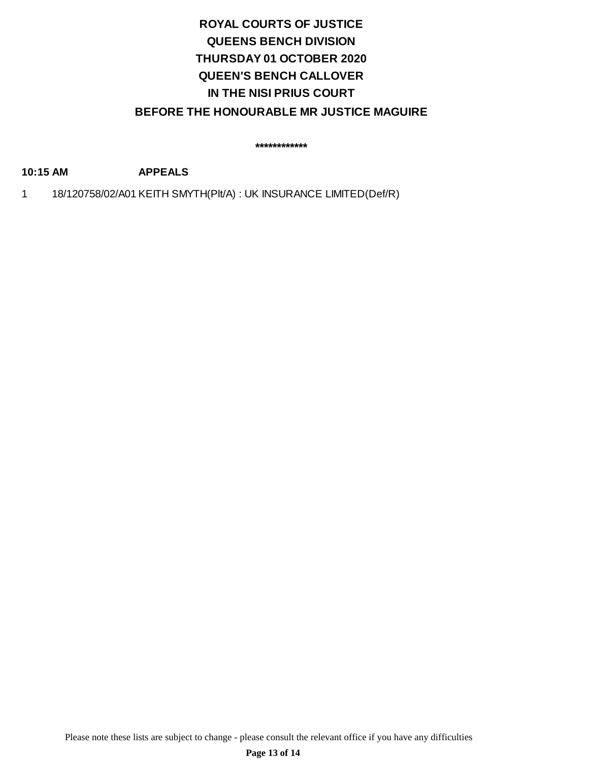**ROYAL COURTS OF JUSTICE**

**QUEENS BENCH DIVISION**

**THURSDAY 01 OCTOBER 2020**

**QUEEN'S BENCH CALLOVER**

**IN THE NISI PRIUS COURT**

**BEFORE THE HONOURABLE MR JUSTICE MAGUIRE**

**************

**10:15 AM APPEALS**

1 18/120758/02/A01 KEITH SMYTH(Plt/A) : UK INSURANCE LIMITED(Def/R)

Please note these lists are subject to change - please consult the relevant office if you have any difficulties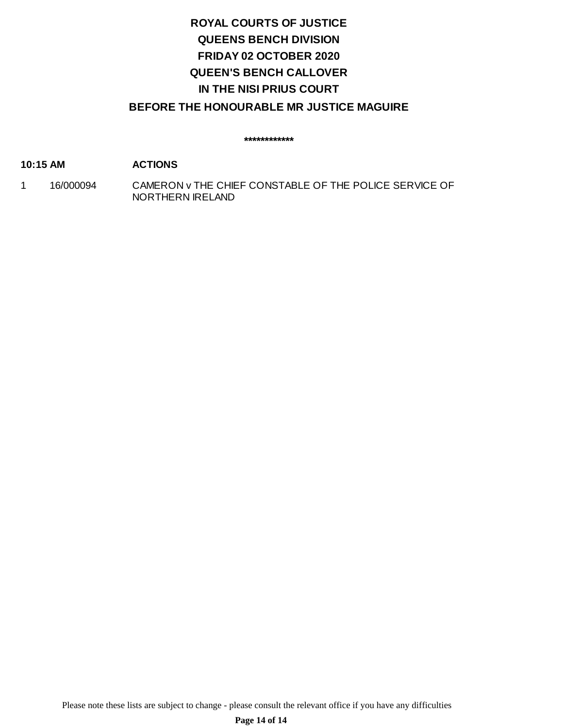**ROYAL COURTS OF JUSTICE**

**QUEENS BENCH DIVISION**

**FRIDAY 02 OCTOBER 2020**

**QUEEN'S BENCH CALLOVER**

**IN THE NISI PRIUS COURT**

**BEFORE THE HONOURABLE MR JUSTICE MAGUIRE**

**************

| **10:15 AM** | | **ACTIONS** |
|---|---|---|
| 1 | 16/000094 | CAMERON v THE CHIEF CONSTABLE OF THE POLICE SERVICE OF NORTHERN IRELAND |

Please note these lists are subject to change - please consult the relevant office if you have any difficulties